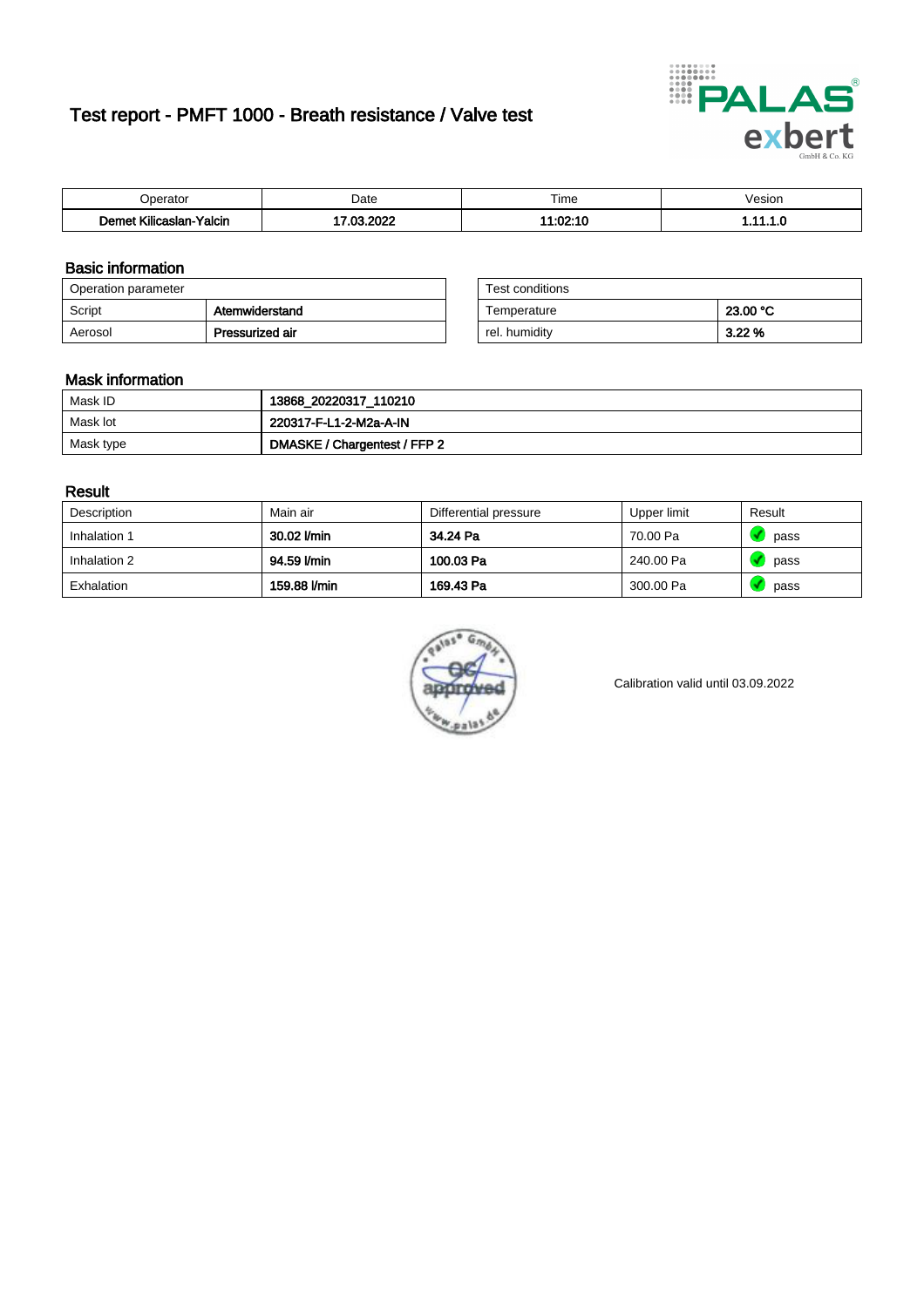# Test report - PMFT 1000 - Breath resistance / Valve test

| Operator | Date | Time | Vesion |
|---|---|---|---|
| **Demet Kilicaslan-Yalcin** | **17.03.2022** | **11:02:10** | **1.11.1.0** |

## Basic information

| Operation parameter | |
|---|---|
| Script | **Atemwiderstand** |
| Aerosol | **Pressurized air** |

| Test conditions | |
|---|---|
| Temperature | **23.00 °C** |
| rel. humidity | **3.22 %** |

## Mask information

| | |
|---|---|
| Mask ID | **13868_20220317_110210** |
| Mask lot | **220317-F-L1-2-M2a-A-IN** |
| Mask type | **DMASKE / Chargentest / FFP 2** |

## Result

| Description | Main air | Differential pressure | Upper limit | Result |
|---|---|---|---|---|
| Inhalation 1 | **30.02 l/min** | **34.24 Pa** | 70.00 Pa | pass |
| Inhalation 2 | **94.59 l/min** | **100.03 Pa** | 240.00 Pa | pass |
| Exhalation | **159.88 l/min** | **169.43 Pa** | 300.00 Pa | pass |

Calibration valid until 03.09.2022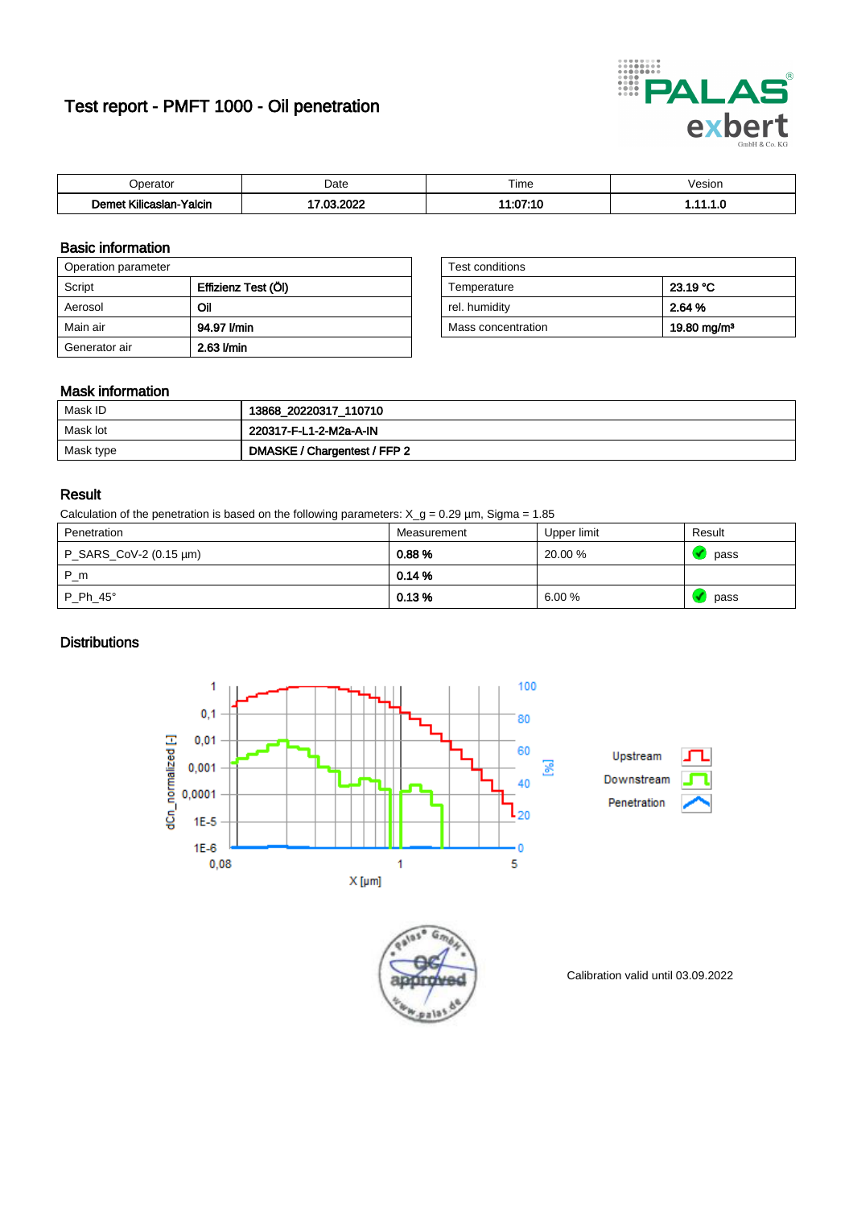# Test report - PMFT 1000 - Oil penetration

PALAS exbert GmbH & Co. KG

| Operator | Date | Time | Vesion |
|---|---|---|---|
| **Demet Kilicaslan-Yalcin** | **17.03.2022** | **11:07:10** | **1.11.1.0** |

## Basic information

| Operation parameter | |
|---|---|
| Script | **Effizienz Test (Öl)** |
| Aerosol | **Oil** |
| Main air | **94.97 l/min** |
| Generator air | **2.63 l/min** |

| Test conditions | |
|---|---|
| Temperature | **23.19 °C** |
| rel. humidity | **2.64 %** |
| Mass concentration | **19.80 mg/m³** |

## Mask information

| | |
|---|---|
| Mask ID | **13868_20220317_110710** |
| Mask lot | **220317-F-L1-2-M2a-A-IN** |
| Mask type | **DMASKE / Chargentest / FFP 2** |

## Result

Calculation of the penetration is based on the following parameters: X_g = 0.29 µm, Sigma = 1.85

| Penetration | Measurement | Upper limit | Result |
|---|---|---|---|
| P_SARS_CoV-2 (0.15 µm) | **0.88 %** | 20.00 % | pass |
| P_m | **0.14 %** | | |
| P_Ph_45° | **0.13 %** | 6.00 % | pass |

## Distributions

dCn_normalized [-]
1
0,1
0,01
0,001
0,0001
1E-5
1E-6
0,08
1
5
X [µm]
[%]
100
80
60
40
20
0
Upstream
Downstream
Penetration

Palas® GmbH QC approved www.palas.de

Calibration valid until 03.09.2022